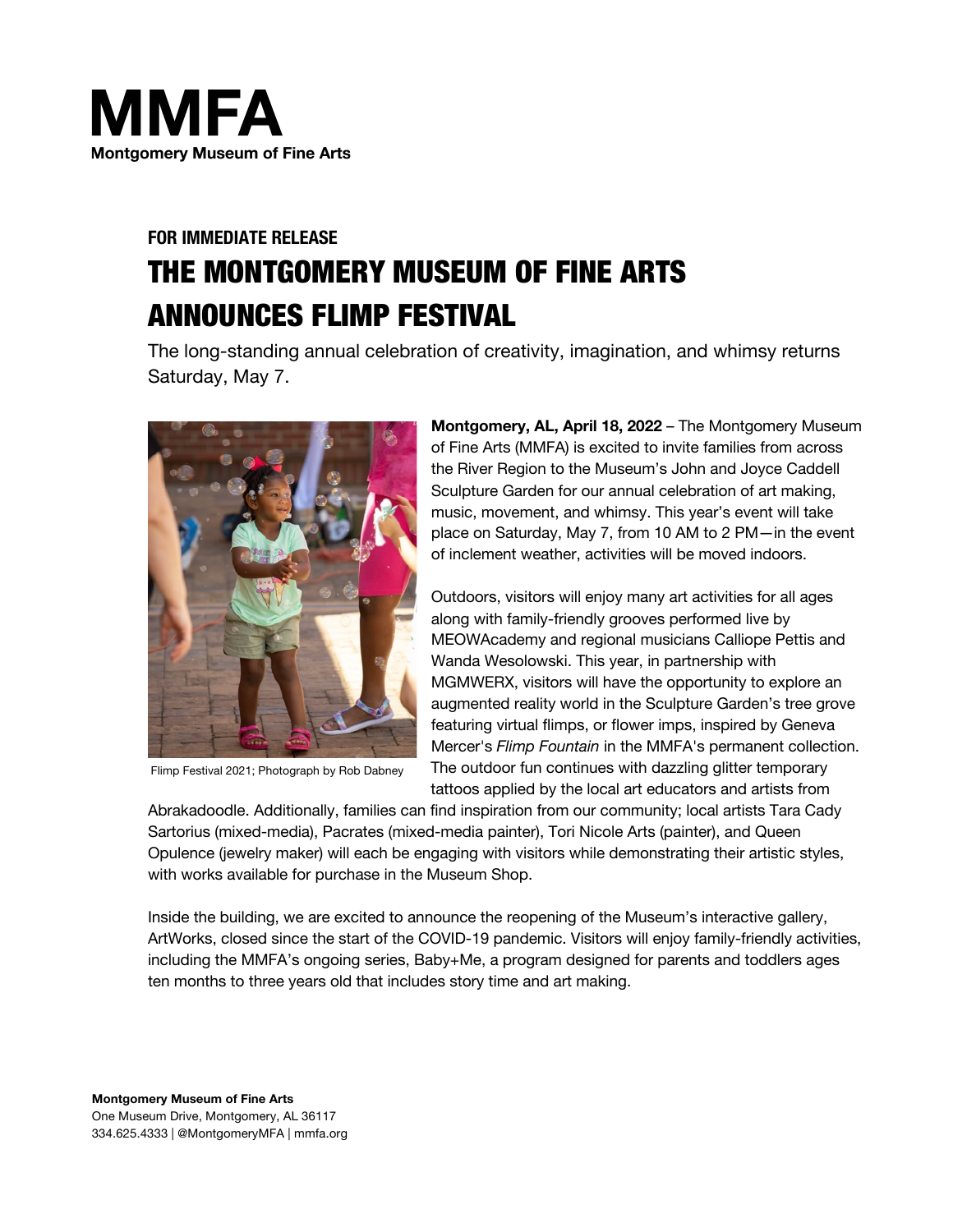**MMFA**
**Montgomery Museum of Fine Arts**

**FOR IMMEDIATE RELEASE**

# THE MONTGOMERY MUSEUM OF FINE ARTS ANNOUNCES FLIMP FESTIVAL

The long-standing annual celebration of creativity, imagination, and whimsy returns Saturday, May 7.

Flimp Festival 2021; Photograph by Rob Dabney

**Montgomery, AL, April 18, 2022** – The Montgomery Museum of Fine Arts (MMFA) is excited to invite families from across the River Region to the Museum's John and Joyce Caddell Sculpture Garden for our annual celebration of art making, music, movement, and whimsy. This year's event will take place on Saturday, May 7, from 10 AM to 2 PM—in the event of inclement weather, activities will be moved indoors.

Outdoors, visitors will enjoy many art activities for all ages along with family-friendly grooves performed live by MEOWAcademy and regional musicians Calliope Pettis and Wanda Wesolowski. This year, in partnership with MGMWERX, visitors will have the opportunity to explore an augmented reality world in the Sculpture Garden's tree grove featuring virtual flimps, or flower imps, inspired by Geneva Mercer's *Flimp Fountain* in the MMFA's permanent collection. The outdoor fun continues with dazzling glitter temporary tattoos applied by the local art educators and artists from Abrakadoodle. Additionally, families can find inspiration from our community; local artists Tara Cady Sartorius (mixed-media), Pacrates (mixed-media painter), Tori Nicole Arts (painter), and Queen Opulence (jewelry maker) will each be engaging with visitors while demonstrating their artistic styles, with works available for purchase in the Museum Shop.

Inside the building, we are excited to announce the reopening of the Museum's interactive gallery, ArtWorks, closed since the start of the COVID-19 pandemic. Visitors will enjoy family-friendly activities, including the MMFA's ongoing series, Baby+Me, a program designed for parents and toddlers ages ten months to three years old that includes story time and art making.

**Montgomery Museum of Fine Arts**
One Museum Drive, Montgomery, AL 36117
334.625.4333 | @MontgomeryMFA | mmfa.org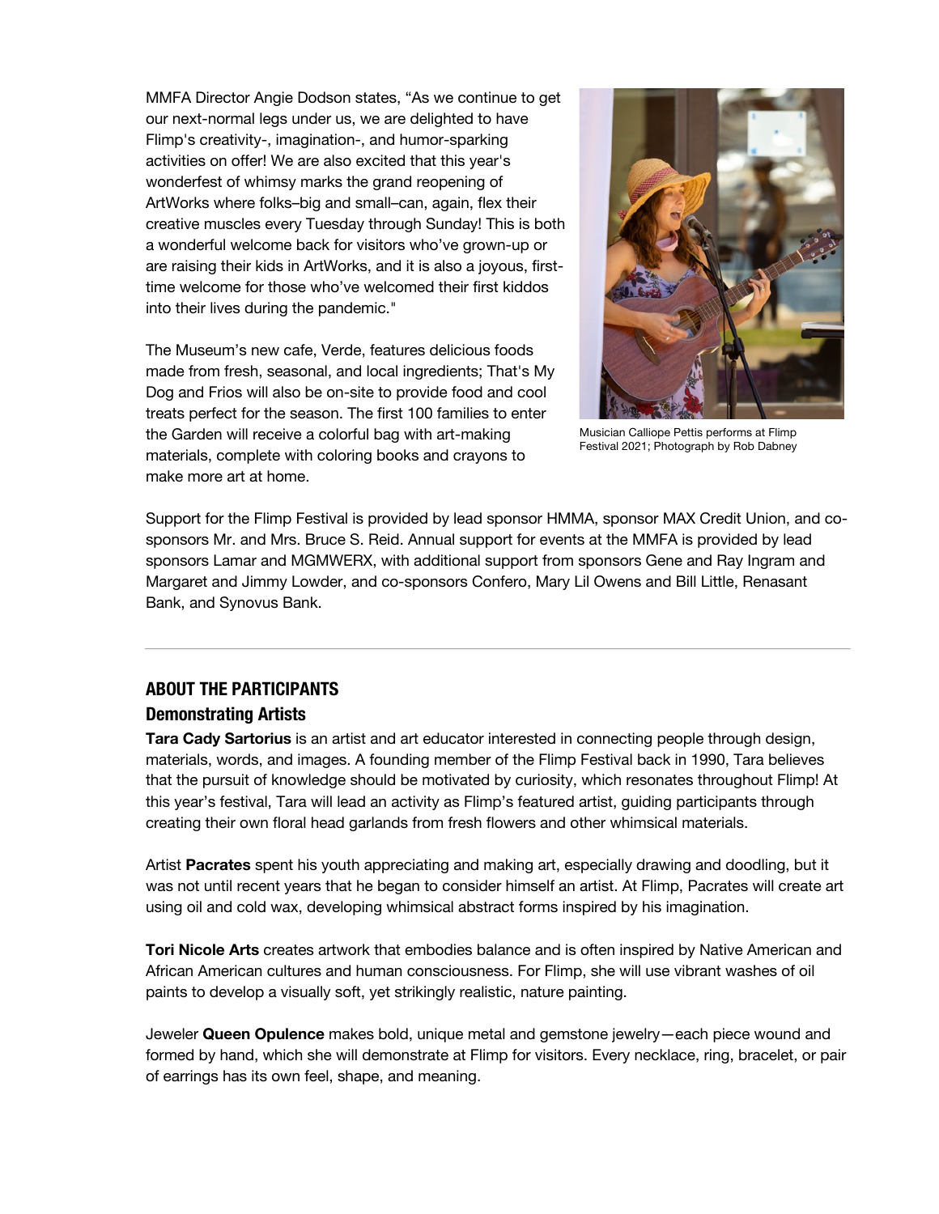MMFA Director Angie Dodson states, "As we continue to get our next-normal legs under us, we are delighted to have Flimp's creativity-, imagination-, and humor-sparking activities on offer! We are also excited that this year's wonderfest of whimsy marks the grand reopening of ArtWorks where folks–big and small–can, again, flex their creative muscles every Tuesday through Sunday! This is both a wonderful welcome back for visitors who've grown-up or are raising their kids in ArtWorks, and it is also a joyous, first-time welcome for those who've welcomed their first kiddos into their lives during the pandemic."

The Museum's new cafe, Verde, features delicious foods made from fresh, seasonal, and local ingredients; That's My Dog and Frios will also be on-site to provide food and cool treats perfect for the season. The first 100 families to enter the Garden will receive a colorful bag with art-making materials, complete with coloring books and crayons to make more art at home.

Musician Calliope Pettis performs at Flimp Festival 2021; Photograph by Rob Dabney

Support for the Flimp Festival is provided by lead sponsor HMMA, sponsor MAX Credit Union, and co-sponsors Mr. and Mrs. Bruce S. Reid. Annual support for events at the MMFA is provided by lead sponsors Lamar and MGMWERX, with additional support from sponsors Gene and Ray Ingram and Margaret and Jimmy Lowder, and co-sponsors Confero, Mary Lil Owens and Bill Little, Renasant Bank, and Synovus Bank.

---

## ABOUT THE PARTICIPANTS

### Demonstrating Artists

**Tara Cady Sartorius** is an artist and art educator interested in connecting people through design, materials, words, and images. A founding member of the Flimp Festival back in 1990, Tara believes that the pursuit of knowledge should be motivated by curiosity, which resonates throughout Flimp! At this year's festival, Tara will lead an activity as Flimp's featured artist, guiding participants through creating their own floral head garlands from fresh flowers and other whimsical materials.

Artist **Pacrates** spent his youth appreciating and making art, especially drawing and doodling, but it was not until recent years that he began to consider himself an artist. At Flimp, Pacrates will create art using oil and cold wax, developing whimsical abstract forms inspired by his imagination.

**Tori Nicole Arts** creates artwork that embodies balance and is often inspired by Native American and African American cultures and human consciousness. For Flimp, she will use vibrant washes of oil paints to develop a visually soft, yet strikingly realistic, nature painting.

Jeweler **Queen Opulence** makes bold, unique metal and gemstone jewelry—each piece wound and formed by hand, which she will demonstrate at Flimp for visitors. Every necklace, ring, bracelet, or pair of earrings has its own feel, shape, and meaning.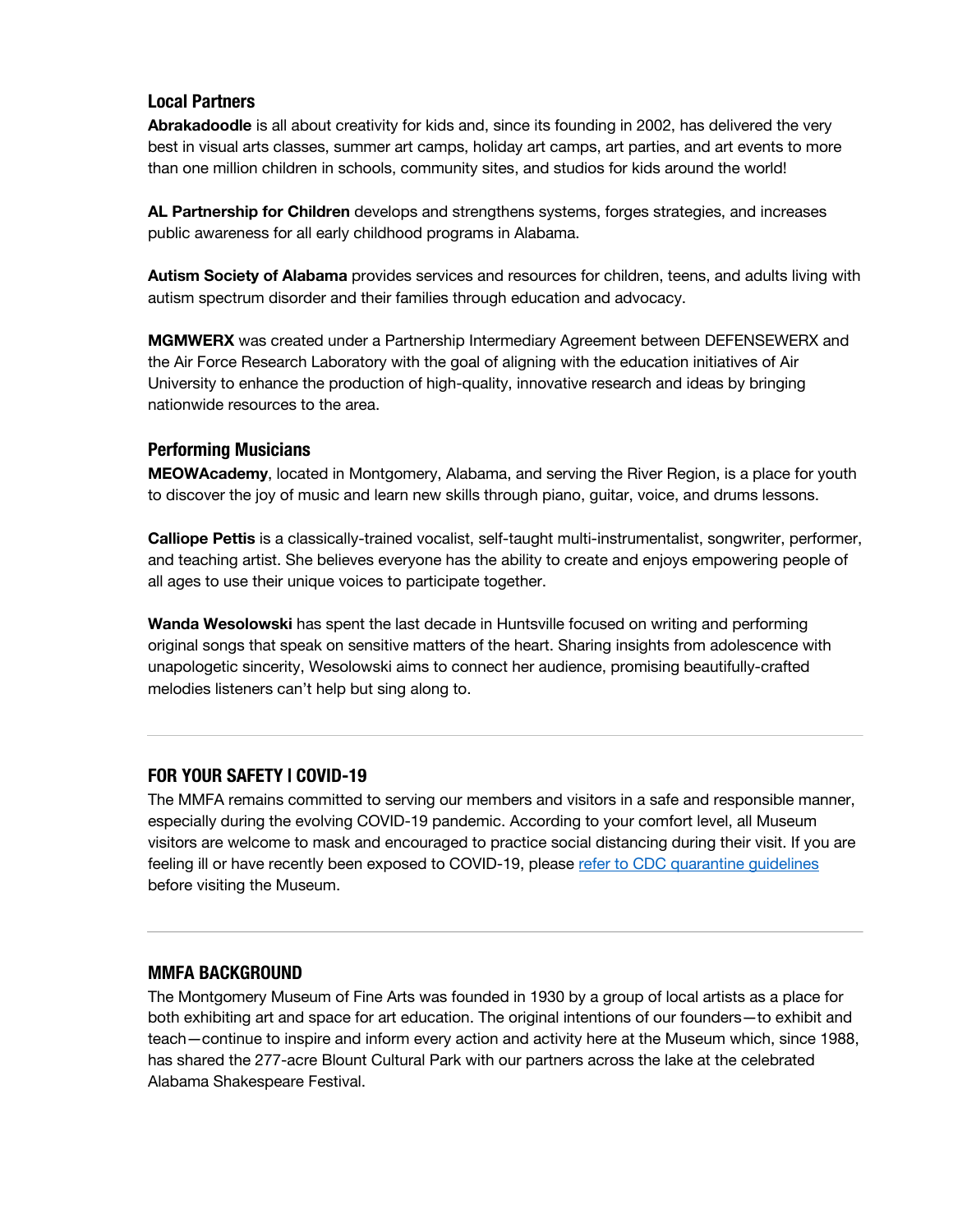### Local Partners

**Abrakadoodle** is all about creativity for kids and, since its founding in 2002, has delivered the very best in visual arts classes, summer art camps, holiday art camps, art parties, and art events to more than one million children in schools, community sites, and studios for kids around the world!

**AL Partnership for Children** develops and strengthens systems, forges strategies, and increases public awareness for all early childhood programs in Alabama.

**Autism Society of Alabama** provides services and resources for children, teens, and adults living with autism spectrum disorder and their families through education and advocacy.

**MGMWERX** was created under a Partnership Intermediary Agreement between DEFENSEWERX and the Air Force Research Laboratory with the goal of aligning with the education initiatives of Air University to enhance the production of high-quality, innovative research and ideas by bringing nationwide resources to the area.

### Performing Musicians

**MEOWAcademy**, located in Montgomery, Alabama, and serving the River Region, is a place for youth to discover the joy of music and learn new skills through piano, guitar, voice, and drums lessons.

**Calliope Pettis** is a classically-trained vocalist, self-taught multi-instrumentalist, songwriter, performer, and teaching artist. She believes everyone has the ability to create and enjoys empowering people of all ages to use their unique voices to participate together.

**Wanda Wesolowski** has spent the last decade in Huntsville focused on writing and performing original songs that speak on sensitive matters of the heart. Sharing insights from adolescence with unapologetic sincerity, Wesolowski aims to connect her audience, promising beautifully-crafted melodies listeners can't help but sing along to.

---

## FOR YOUR SAFETY | COVID-19

The MMFA remains committed to serving our members and visitors in a safe and responsible manner, especially during the evolving COVID-19 pandemic. According to your comfort level, all Museum visitors are welcome to mask and encouraged to practice social distancing during their visit. If you are feeling ill or have recently been exposed to COVID-19, please refer to CDC quarantine guidelines before visiting the Museum.

---

## MMFA BACKGROUND

The Montgomery Museum of Fine Arts was founded in 1930 by a group of local artists as a place for both exhibiting art and space for art education. The original intentions of our founders—to exhibit and teach—continue to inspire and inform every action and activity here at the Museum which, since 1988, has shared the 277-acre Blount Cultural Park with our partners across the lake at the celebrated Alabama Shakespeare Festival.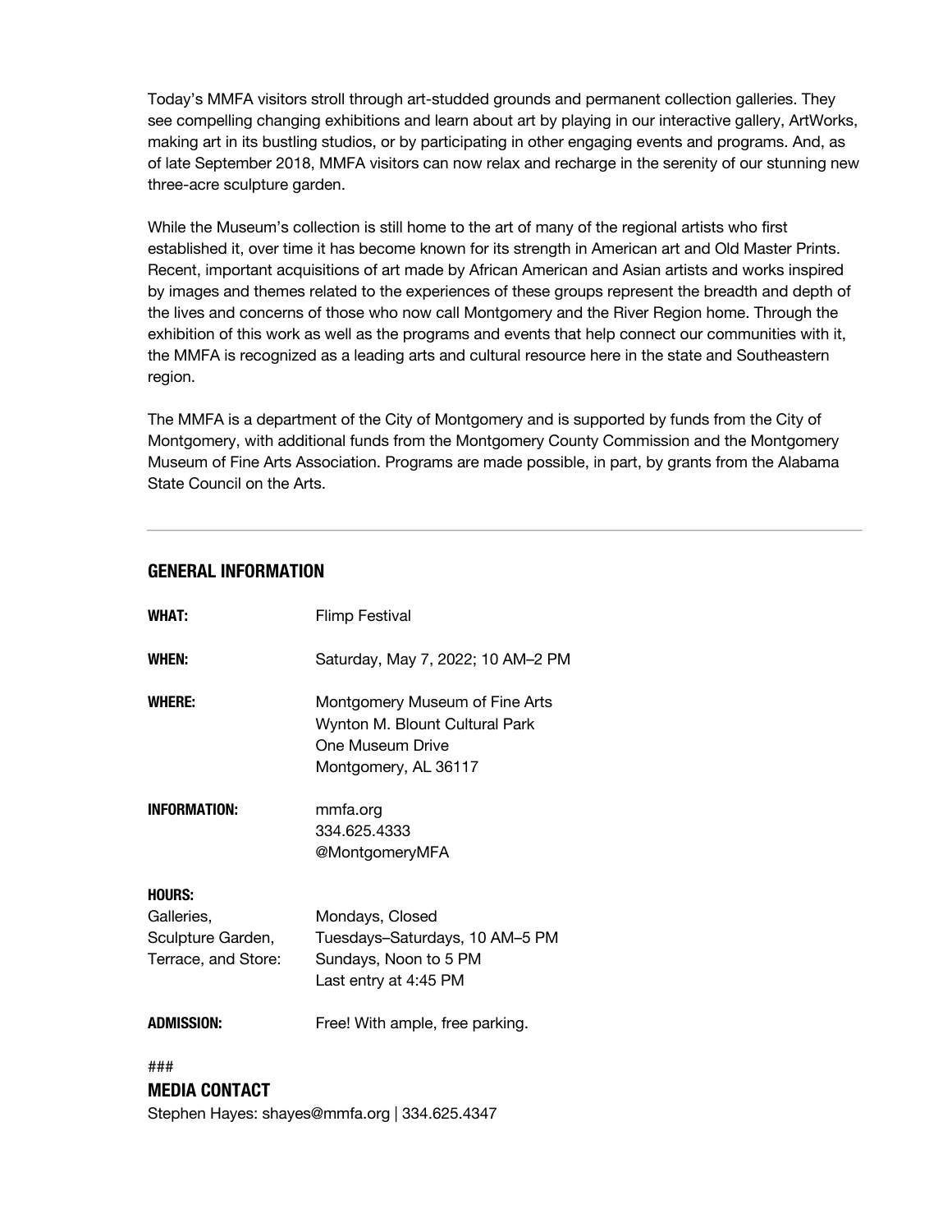Today's MMFA visitors stroll through art-studded grounds and permanent collection galleries. They see compelling changing exhibitions and learn about art by playing in our interactive gallery, ArtWorks, making art in its bustling studios, or by participating in other engaging events and programs. And, as of late September 2018, MMFA visitors can now relax and recharge in the serenity of our stunning new three-acre sculpture garden.

While the Museum's collection is still home to the art of many of the regional artists who first established it, over time it has become known for its strength in American art and Old Master Prints. Recent, important acquisitions of art made by African American and Asian artists and works inspired by images and themes related to the experiences of these groups represent the breadth and depth of the lives and concerns of those who now call Montgomery and the River Region home. Through the exhibition of this work as well as the programs and events that help connect our communities with it, the MMFA is recognized as a leading arts and cultural resource here in the state and Southeastern region.

The MMFA is a department of the City of Montgomery and is supported by funds from the City of Montgomery, with additional funds from the Montgomery County Commission and the Montgomery Museum of Fine Arts Association. Programs are made possible, in part, by grants from the Alabama State Council on the Arts.

---

## GENERAL INFORMATION

| | |
|---|---|
| **WHAT:** | Flimp Festival |
| **WHEN:** | Saturday, May 7, 2022; 10 AM–2 PM |
| **WHERE:** | Montgomery Museum of Fine Arts<br>Wynton M. Blount Cultural Park<br>One Museum Drive<br>Montgomery, AL 36117 |
| **INFORMATION:** | mmfa.org<br>334.625.4333<br>@MontgomeryMFA |
| **HOURS:**<br>Galleries, Sculpture Garden, Terrace, and Store: | Mondays, Closed<br>Tuesdays–Saturdays, 10 AM–5 PM<br>Sundays, Noon to 5 PM<br>Last entry at 4:45 PM |
| **ADMISSION:** | Free! With ample, free parking. |

###

## MEDIA CONTACT

Stephen Hayes: shayes@mmfa.org | 334.625.4347